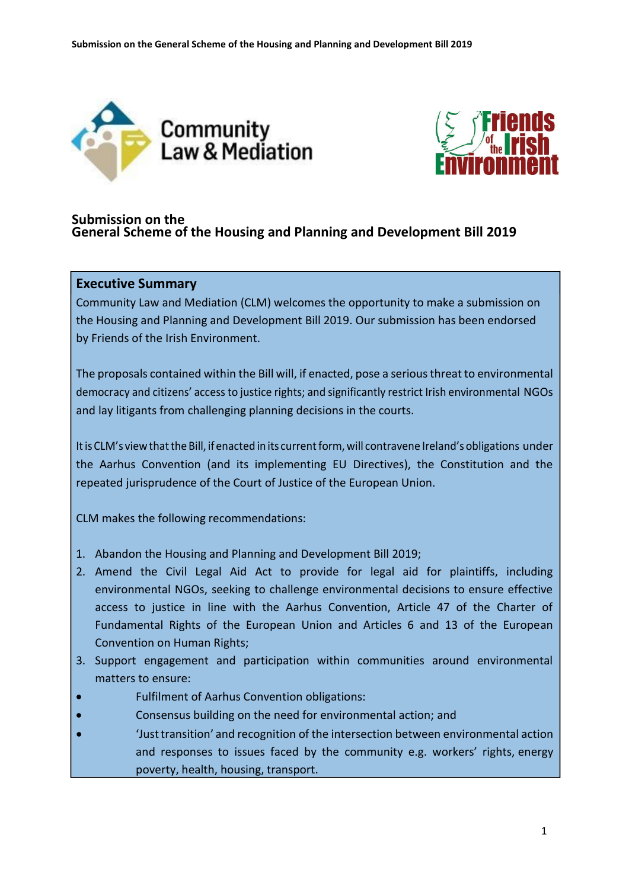# Submission on the General Scheme of the Housing and Planning and Development Bill 2019

## Executive Summary

Community Law and Mediation (CLM) welcomes the opportunity to make a submission on the Housing and Planning and Development Bill 2019. Our submission has been endorsed by Friends of the Irish Environment.

The proposals contained within the Bill will, if enacted, pose a serious threat to environmental democracy and citizens' access to justice rights; and significantly restrict Irish environmental NGOs and lay litigants from challenging planning decisions in the courts.

It is CLM's view that the Bill, if enacted in its current form, will contravene Ireland's obligations under the Aarhus Convention (and its implementing EU Directives), the Constitution and the repeated jurisprudence of the Court of Justice of the European Union.

CLM makes the following recommendations:

1. Abandon the Housing and Planning and Development Bill 2019;
2. Amend the Civil Legal Aid Act to provide for legal aid for plaintiffs, including environmental NGOs, seeking to challenge environmental decisions to ensure effective access to justice in line with the Aarhus Convention, Article 47 of the Charter of Fundamental Rights of the European Union and Articles 6 and 13 of the European Convention on Human Rights;
3. Support engagement and participation within communities around environmental matters to ensure:

- Fulfilment of Aarhus Convention obligations:
- Consensus building on the need for environmental action; and
- 'Just transition' and recognition of the intersection between environmental action and responses to issues faced by the community e.g. workers' rights, energy poverty, health, housing, transport.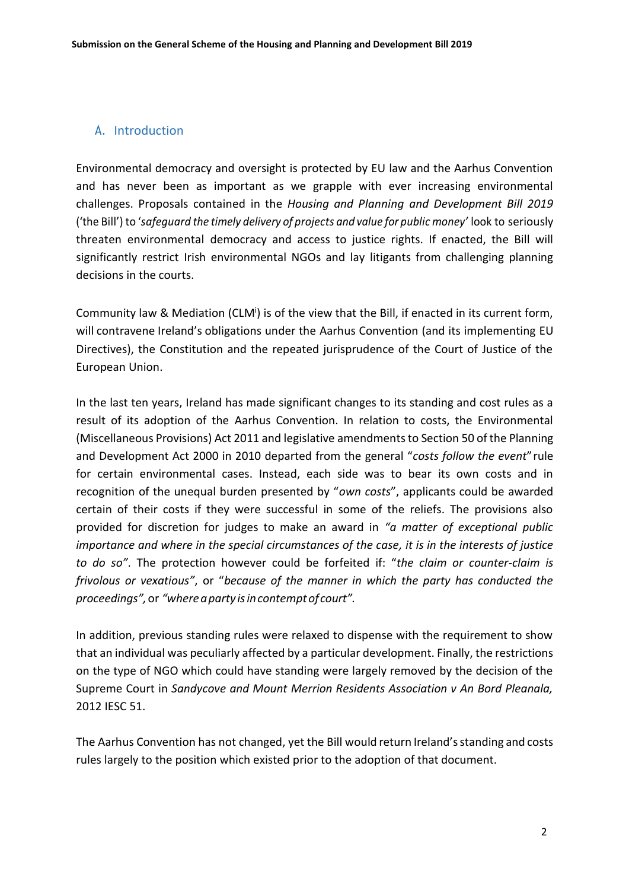## A. Introduction

Environmental democracy and oversight is protected by EU law and the Aarhus Convention and has never been as important as we grapple with ever increasing environmental challenges. Proposals contained in the *Housing and Planning and Development Bill 2019* ('the Bill') to '*safeguard the timely delivery of projects and value for public money*' look to seriously threaten environmental democracy and access to justice rights. If enacted, the Bill will significantly restrict Irish environmental NGOs and lay litigants from challenging planning decisions in the courts.

Community law & Mediation (CLM[i]) is of the view that the Bill, if enacted in its current form, will contravene Ireland's obligations under the Aarhus Convention (and its implementing EU Directives), the Constitution and the repeated jurisprudence of the Court of Justice of the European Union.

In the last ten years, Ireland has made significant changes to its standing and cost rules as a result of its adoption of the Aarhus Convention. In relation to costs, the Environmental (Miscellaneous Provisions) Act 2011 and legislative amendments to Section 50 of the Planning and Development Act 2000 in 2010 departed from the general "*costs follow the event*" rule for certain environmental cases. Instead, each side was to bear its own costs and in recognition of the unequal burden presented by "*own costs*", applicants could be awarded certain of their costs if they were successful in some of the reliefs. The provisions also provided for discretion for judges to make an award in *"a matter of exceptional public importance and where in the special circumstances of the case, it is in the interests of justice to do so"*. The protection however could be forfeited if: "*the claim or counter-claim is frivolous or vexatious"*, or "*because of the manner in which the party has conducted the proceedings",* or *"where a party is in contempt of court".*

In addition, previous standing rules were relaxed to dispense with the requirement to show that an individual was peculiarly affected by a particular development. Finally, the restrictions on the type of NGO which could have standing were largely removed by the decision of the Supreme Court in *Sandycove and Mount Merrion Residents Association v An Bord Pleanala,* 2012 IESC 51.

The Aarhus Convention has not changed, yet the Bill would return Ireland's standing and costs rules largely to the position which existed prior to the adoption of that document.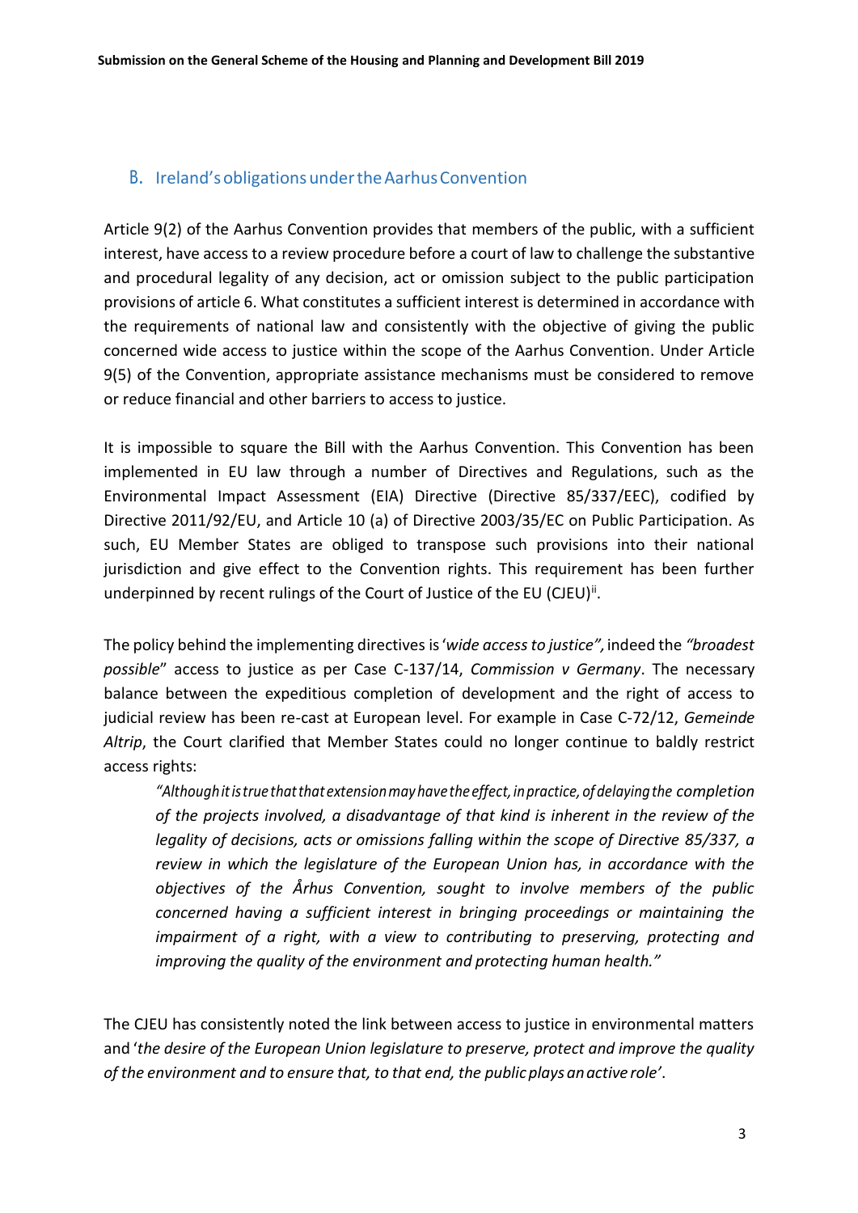## B. Ireland's obligations under the Aarhus Convention

Article 9(2) of the Aarhus Convention provides that members of the public, with a sufficient interest, have access to a review procedure before a court of law to challenge the substantive and procedural legality of any decision, act or omission subject to the public participation provisions of article 6. What constitutes a sufficient interest is determined in accordance with the requirements of national law and consistently with the objective of giving the public concerned wide access to justice within the scope of the Aarhus Convention. Under Article 9(5) of the Convention, appropriate assistance mechanisms must be considered to remove or reduce financial and other barriers to access to justice.

It is impossible to square the Bill with the Aarhus Convention. This Convention has been implemented in EU law through a number of Directives and Regulations, such as the Environmental Impact Assessment (EIA) Directive (Directive 85/337/EEC), codified by Directive 2011/92/EU, and Article 10 (a) of Directive 2003/35/EC on Public Participation. As such, EU Member States are obliged to transpose such provisions into their national jurisdiction and give effect to the Convention rights. This requirement has been further underpinned by recent rulings of the Court of Justice of the EU (CJEU)[ii].

The policy behind the implementing directives is '*wide access to justice",* indeed the *"broadest possible*" access to justice as per Case C-137/14, *Commission v Germany*. The necessary balance between the expeditious completion of development and the right of access to judicial review has been re-cast at European level. For example in Case C-72/12, *Gemeinde Altrip*, the Court clarified that Member States could no longer continue to baldly restrict access rights:

> *"Although it is true that that extension may have the effect, in practice, of delaying the completion of the projects involved, a disadvantage of that kind is inherent in the review of the legality of decisions, acts or omissions falling within the scope of Directive 85/337, a review in which the legislature of the European Union has, in accordance with the objectives of the Århus Convention, sought to involve members of the public concerned having a sufficient interest in bringing proceedings or maintaining the impairment of a right, with a view to contributing to preserving, protecting and improving the quality of the environment and protecting human health."*

The CJEU has consistently noted the link between access to justice in environmental matters and '*the desire of the European Union legislature to preserve, protect and improve the quality of the environment and to ensure that, to that end, the public plays an active role*'.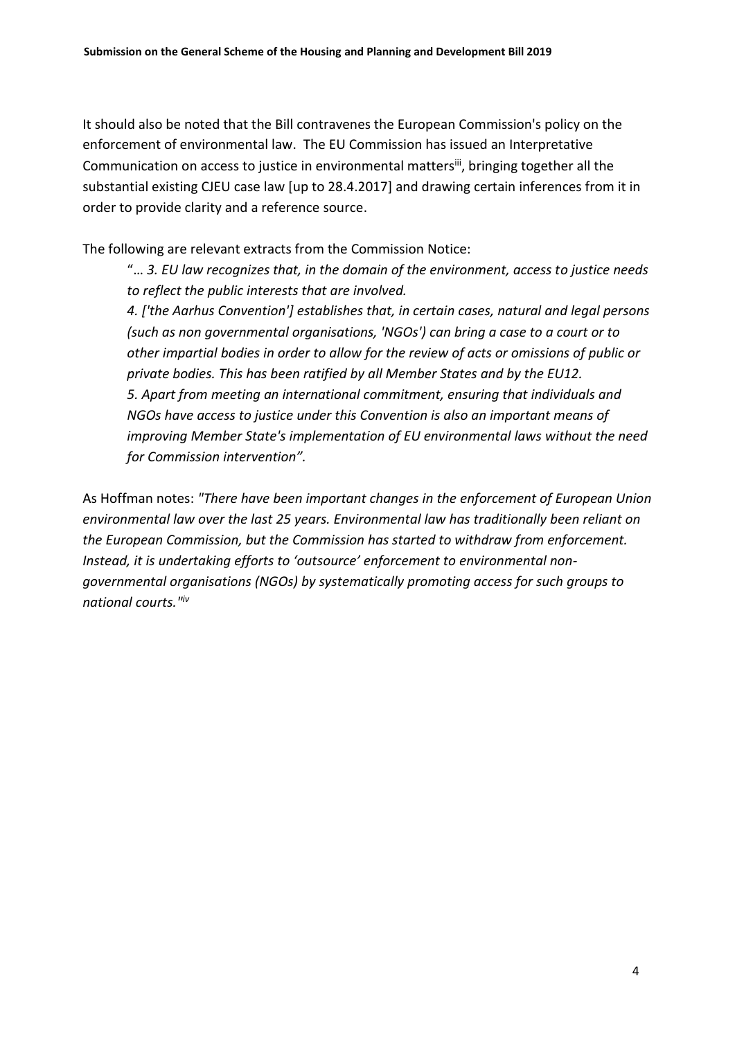It should also be noted that the Bill contravenes the European Commission's policy on the enforcement of environmental law. The EU Commission has issued an Interpretative Communication on access to justice in environmental matters[iii], bringing together all the substantial existing CJEU case law [up to 28.4.2017] and drawing certain inferences from it in order to provide clarity and a reference source.

The following are relevant extracts from the Commission Notice:

> "*… 3. EU law recognizes that, in the domain of the environment, access to justice needs to reflect the public interests that are involved.*
> *4. ['the Aarhus Convention'] establishes that, in certain cases, natural and legal persons (such as non governmental organisations, 'NGOs') can bring a case to a court or to other impartial bodies in order to allow for the review of acts or omissions of public or private bodies. This has been ratified by all Member States and by the EU12.*
> *5. Apart from meeting an international commitment, ensuring that individuals and NGOs have access to justice under this Convention is also an important means of improving Member State's implementation of EU environmental laws without the need for Commission intervention".*

As Hoffman notes: *"There have been important changes in the enforcement of European Union environmental law over the last 25 years. Environmental law has traditionally been reliant on the European Commission, but the Commission has started to withdraw from enforcement. Instead, it is undertaking efforts to 'outsource' enforcement to environmental non-governmental organisations (NGOs) by systematically promoting access for such groups to national courts."*[iv]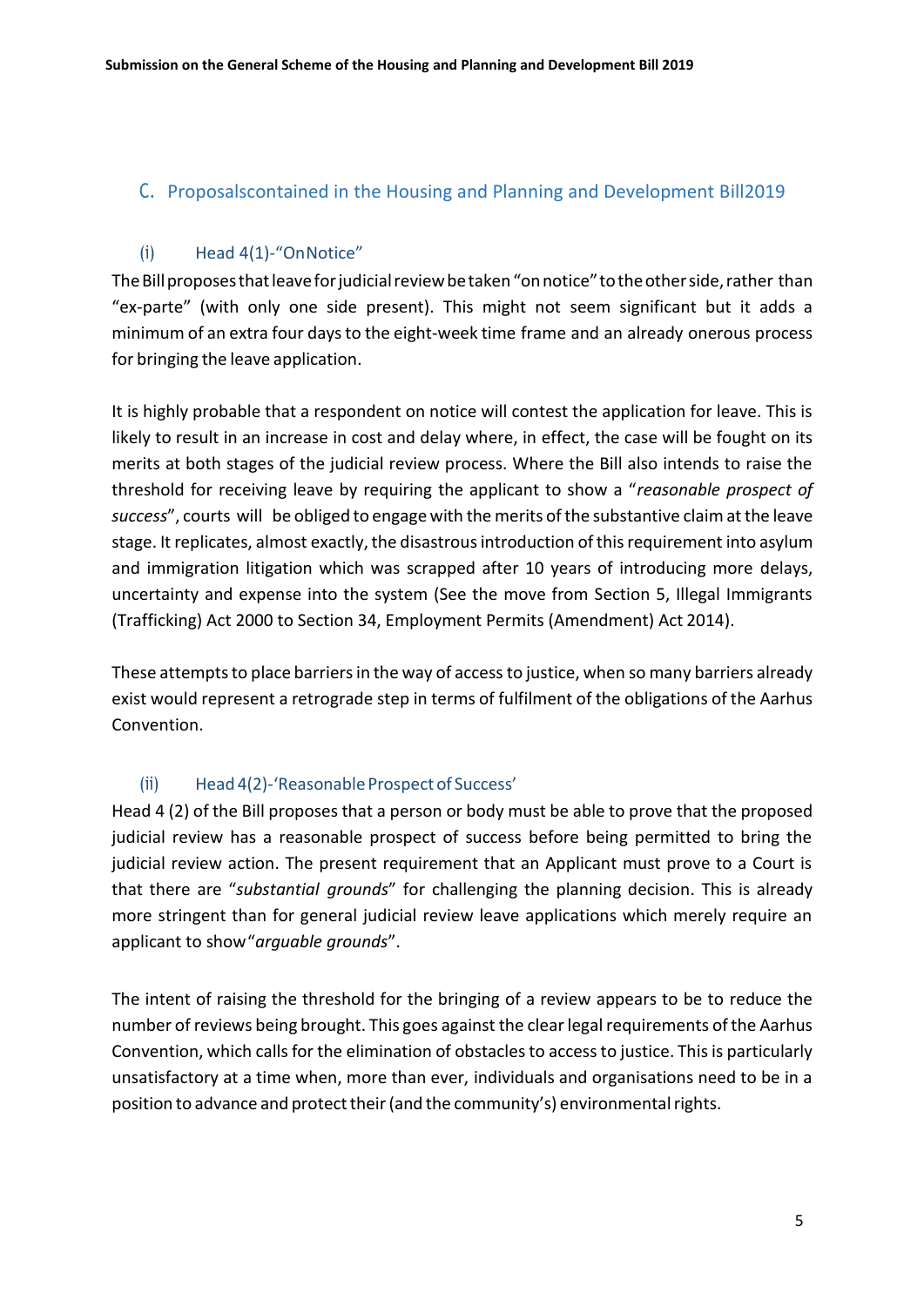## C. Proposalscontained in the Housing and Planning and Development Bill2019

### (i) Head 4(1)-“OnNotice”

The Bill proposes that leave for judicial review be taken “on notice” to the other side, rather than “ex-parte” (with only one side present). This might not seem significant but it adds a minimum of an extra four days to the eight-week time frame and an already onerous process for bringing the leave application.

It is highly probable that a respondent on notice will contest the application for leave. This is likely to result in an increase in cost and delay where, in effect, the case will be fought on its merits at both stages of the judicial review process. Where the Bill also intends to raise the threshold for receiving leave by requiring the applicant to show a “*reasonable prospect of success*”, courts will be obliged to engage with the merits of the substantive claim at the leave stage. It replicates, almost exactly, the disastrous introduction of this requirement into asylum and immigration litigation which was scrapped after 10 years of introducing more delays, uncertainty and expense into the system (See the move from Section 5, Illegal Immigrants (Trafficking) Act 2000 to Section 34, Employment Permits (Amendment) Act 2014).

These attempts to place barriers in the way of access to justice, when so many barriers already exist would represent a retrograde step in terms of fulfilment of the obligations of the Aarhus Convention.

### (ii) Head 4(2)-‘Reasonable Prospect of Success’

Head 4 (2) of the Bill proposes that a person or body must be able to prove that the proposed judicial review has a reasonable prospect of success before being permitted to bring the judicial review action. The present requirement that an Applicant must prove to a Court is that there are “*substantial grounds*” for challenging the planning decision. This is already more stringent than for general judicial review leave applications which merely require an applicant to show “*arguable grounds*”.

The intent of raising the threshold for the bringing of a review appears to be to reduce the number of reviews being brought. This goes against the clear legal requirements of the Aarhus Convention, which calls for the elimination of obstacles to access to justice. This is particularly unsatisfactory at a time when, more than ever, individuals and organisations need to be in a position to advance and protect their (and the community’s) environmental rights.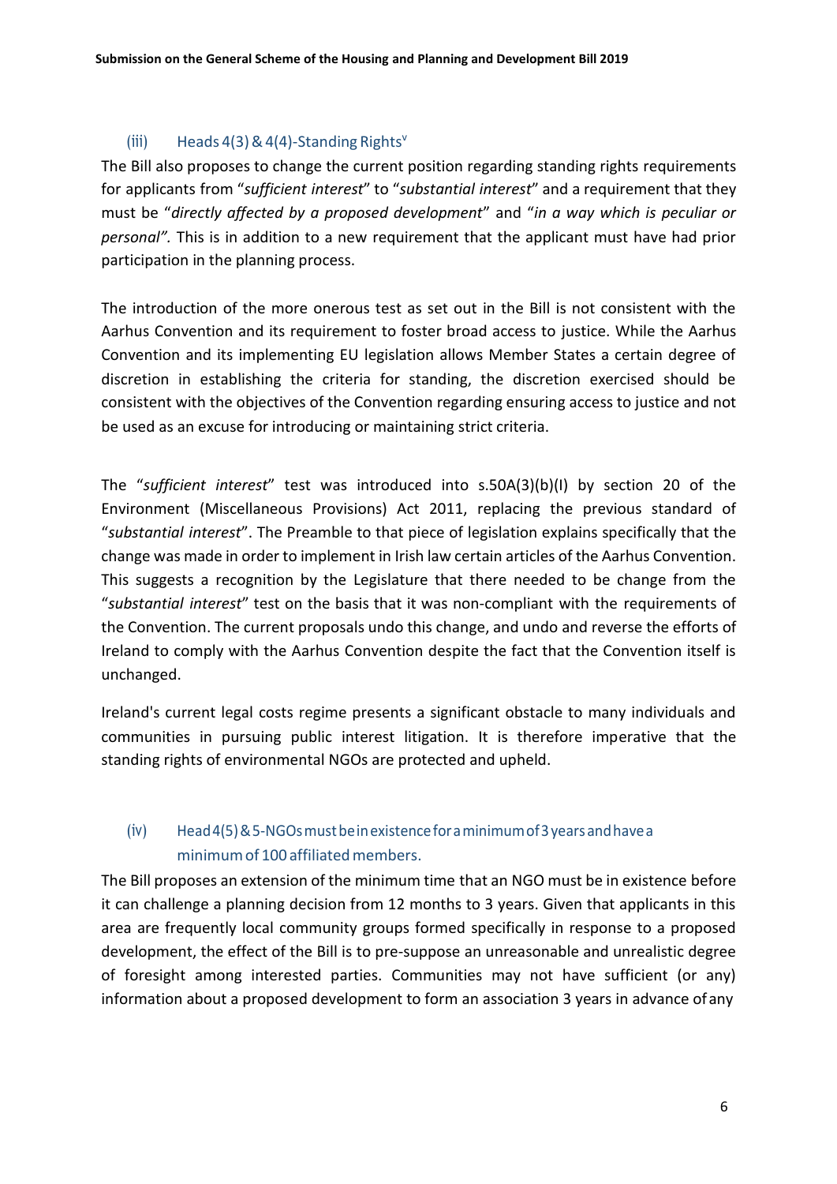### (iii) Heads 4(3) & 4(4)-Standing Rights[v]

The Bill also proposes to change the current position regarding standing rights requirements for applicants from "*sufficient interest*" to "*substantial interest*" and a requirement that they must be "*directly affected by a proposed development*" and "*in a way which is peculiar or personal".* This is in addition to a new requirement that the applicant must have had prior participation in the planning process.

The introduction of the more onerous test as set out in the Bill is not consistent with the Aarhus Convention and its requirement to foster broad access to justice. While the Aarhus Convention and its implementing EU legislation allows Member States a certain degree of discretion in establishing the criteria for standing, the discretion exercised should be consistent with the objectives of the Convention regarding ensuring access to justice and not be used as an excuse for introducing or maintaining strict criteria.

The "*sufficient interest*" test was introduced into s.50A(3)(b)(I) by section 20 of the Environment (Miscellaneous Provisions) Act 2011, replacing the previous standard of "*substantial interest*". The Preamble to that piece of legislation explains specifically that the change was made in order to implement in Irish law certain articles of the Aarhus Convention. This suggests a recognition by the Legislature that there needed to be change from the "*substantial interest*" test on the basis that it was non-compliant with the requirements of the Convention. The current proposals undo this change, and undo and reverse the efforts of Ireland to comply with the Aarhus Convention despite the fact that the Convention itself is unchanged.

Ireland's current legal costs regime presents a significant obstacle to many individuals and communities in pursuing public interest litigation. It is therefore imperative that the standing rights of environmental NGOs are protected and upheld.

### (iv) Head 4(5) & 5-NGOs must be in existence for a minimum of 3 years and have a minimum of 100 affiliated members.

The Bill proposes an extension of the minimum time that an NGO must be in existence before it can challenge a planning decision from 12 months to 3 years. Given that applicants in this area are frequently local community groups formed specifically in response to a proposed development, the effect of the Bill is to pre-suppose an unreasonable and unrealistic degree of foresight among interested parties. Communities may not have sufficient (or any) information about a proposed development to form an association 3 years in advance of any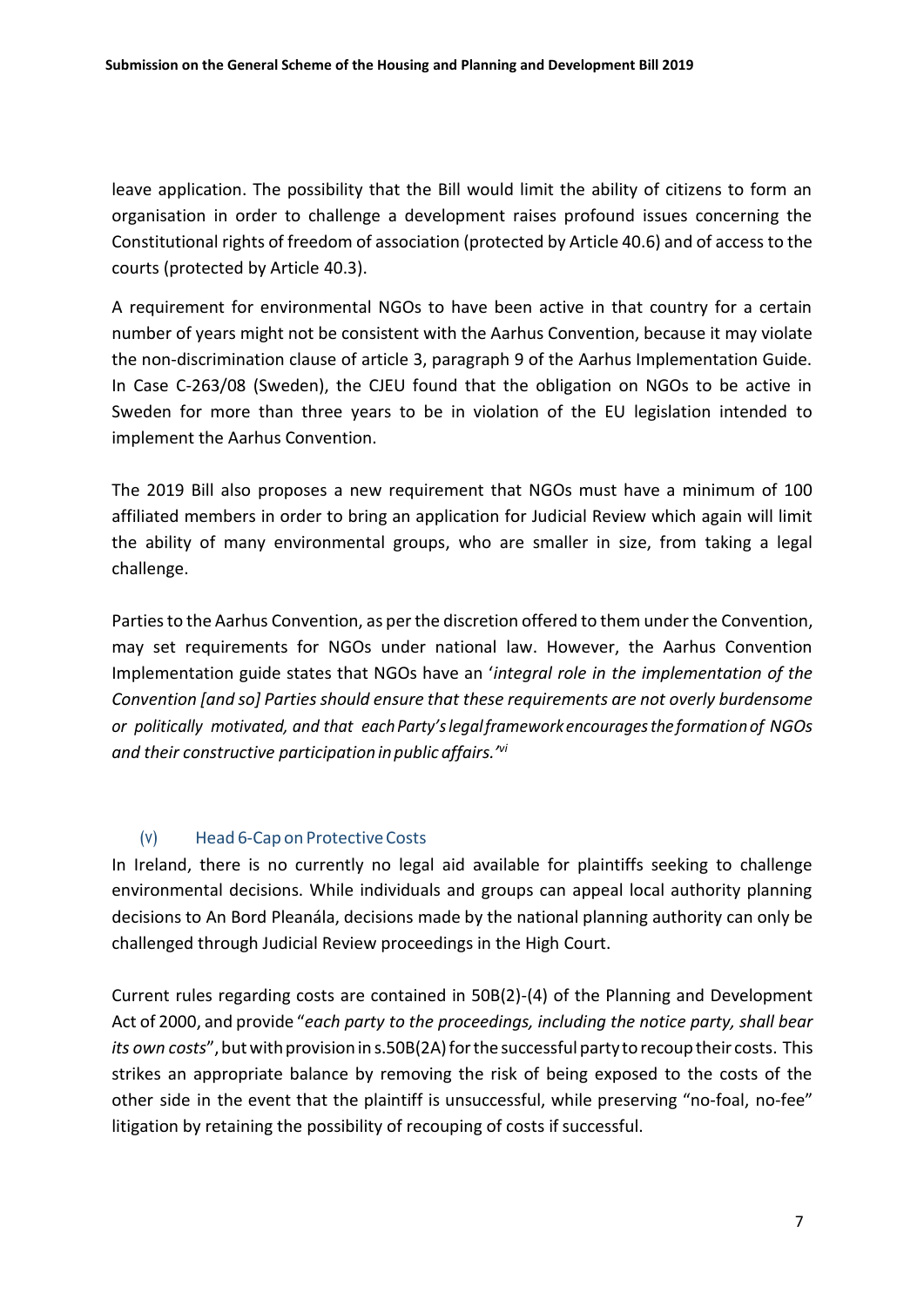leave application. The possibility that the Bill would limit the ability of citizens to form an organisation in order to challenge a development raises profound issues concerning the Constitutional rights of freedom of association (protected by Article 40.6) and of access to the courts (protected by Article 40.3).

A requirement for environmental NGOs to have been active in that country for a certain number of years might not be consistent with the Aarhus Convention, because it may violate the non-discrimination clause of article 3, paragraph 9 of the Aarhus Implementation Guide. In Case C-263/08 (Sweden), the CJEU found that the obligation on NGOs to be active in Sweden for more than three years to be in violation of the EU legislation intended to implement the Aarhus Convention.

The 2019 Bill also proposes a new requirement that NGOs must have a minimum of 100 affiliated members in order to bring an application for Judicial Review which again will limit the ability of many environmental groups, who are smaller in size, from taking a legal challenge.

Parties to the Aarhus Convention, as per the discretion offered to them under the Convention, may set requirements for NGOs under national law. However, the Aarhus Convention Implementation guide states that NGOs have an '*integral role in the implementation of the Convention [and so] Parties should ensure that these requirements are not overly burdensome or politically motivated, and that each Party's legal framework encourages the formation of NGOs and their constructive participation in public affairs.'*[vi]

### (v) Head 6-Cap on Protective Costs

In Ireland, there is no currently no legal aid available for plaintiffs seeking to challenge environmental decisions. While individuals and groups can appeal local authority planning decisions to An Bord Pleanála, decisions made by the national planning authority can only be challenged through Judicial Review proceedings in the High Court.

Current rules regarding costs are contained in 50B(2)-(4) of the Planning and Development Act of 2000, and provide "*each party to the proceedings, including the notice party, shall bear its own costs*", but with provision in s.50B(2A) for the successful party to recoup their costs. This strikes an appropriate balance by removing the risk of being exposed to the costs of the other side in the event that the plaintiff is unsuccessful, while preserving "no-foal, no-fee" litigation by retaining the possibility of recouping of costs if successful.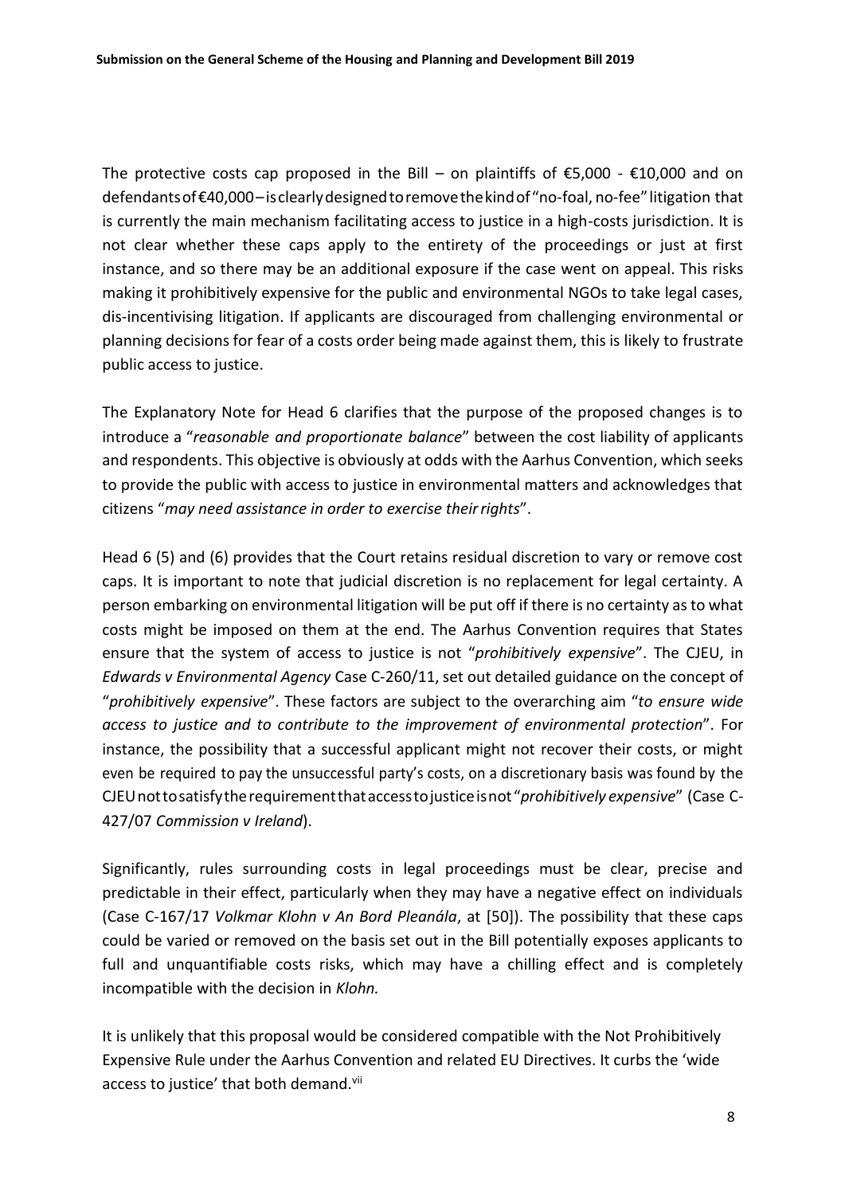The protective costs cap proposed in the Bill – on plaintiffs of €5,000 - €10,000 and on defendants of €40,000 – is clearly designed to remove the kind of "no-foal, no-fee" litigation that is currently the main mechanism facilitating access to justice in a high-costs jurisdiction. It is not clear whether these caps apply to the entirety of the proceedings or just at first instance, and so there may be an additional exposure if the case went on appeal. This risks making it prohibitively expensive for the public and environmental NGOs to take legal cases, dis-incentivising litigation. If applicants are discouraged from challenging environmental or planning decisions for fear of a costs order being made against them, this is likely to frustrate public access to justice.

The Explanatory Note for Head 6 clarifies that the purpose of the proposed changes is to introduce a "*reasonable and proportionate balance*" between the cost liability of applicants and respondents. This objective is obviously at odds with the Aarhus Convention, which seeks to provide the public with access to justice in environmental matters and acknowledges that citizens "*may need assistance in order to exercise their rights*".

Head 6 (5) and (6) provides that the Court retains residual discretion to vary or remove cost caps. It is important to note that judicial discretion is no replacement for legal certainty. A person embarking on environmental litigation will be put off if there is no certainty as to what costs might be imposed on them at the end. The Aarhus Convention requires that States ensure that the system of access to justice is not "*prohibitively expensive*". The CJEU, in *Edwards v Environmental Agency* Case C-260/11, set out detailed guidance on the concept of "*prohibitively expensive*". These factors are subject to the overarching aim "*to ensure wide access to justice and to contribute to the improvement of environmental protection*". For instance, the possibility that a successful applicant might not recover their costs, or might even be required to pay the unsuccessful party's costs, on a discretionary basis was found by the CJEU not to satisfy the requirement that access to justice is not "*prohibitively expensive*" (Case C-427/07 *Commission v Ireland*).

Significantly, rules surrounding costs in legal proceedings must be clear, precise and predictable in their effect, particularly when they may have a negative effect on individuals (Case C-167/17 *Volkmar Klohn v An Bord Pleanála*, at [50]). The possibility that these caps could be varied or removed on the basis set out in the Bill potentially exposes applicants to full and unquantifiable costs risks, which may have a chilling effect and is completely incompatible with the decision in *Klohn.*

It is unlikely that this proposal would be considered compatible with the Not Prohibitively Expensive Rule under the Aarhus Convention and related EU Directives. It curbs the 'wide access to justice' that both demand.[vii]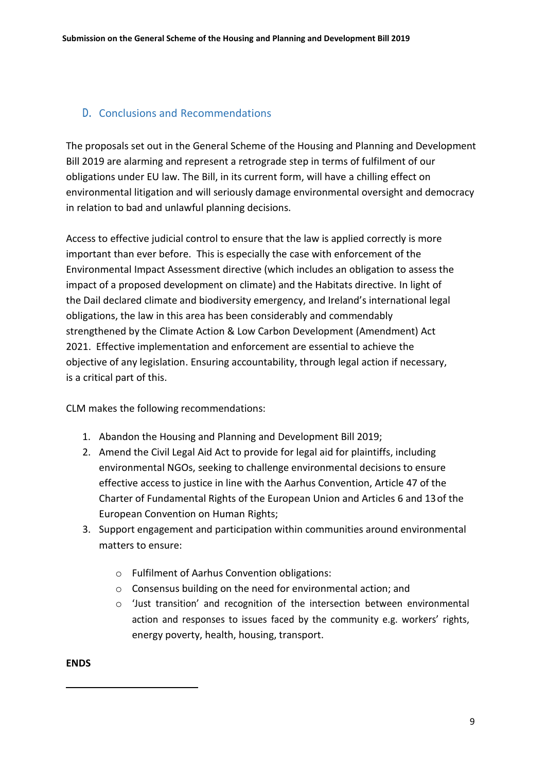## D. Conclusions and Recommendations

The proposals set out in the General Scheme of the Housing and Planning and Development Bill 2019 are alarming and represent a retrograde step in terms of fulfilment of our obligations under EU law. The Bill, in its current form, will have a chilling effect on environmental litigation and will seriously damage environmental oversight and democracy in relation to bad and unlawful planning decisions.

Access to effective judicial control to ensure that the law is applied correctly is more important than ever before. This is especially the case with enforcement of the Environmental Impact Assessment directive (which includes an obligation to assess the impact of a proposed development on climate) and the Habitats directive. In light of the Dail declared climate and biodiversity emergency, and Ireland's international legal obligations, the law in this area has been considerably and commendably strengthened by the Climate Action & Low Carbon Development (Amendment) Act 2021. Effective implementation and enforcement are essential to achieve the objective of any legislation. Ensuring accountability, through legal action if necessary, is a critical part of this.

CLM makes the following recommendations:

1. Abandon the Housing and Planning and Development Bill 2019;
2. Amend the Civil Legal Aid Act to provide for legal aid for plaintiffs, including environmental NGOs, seeking to challenge environmental decisions to ensure effective access to justice in line with the Aarhus Convention, Article 47 of the Charter of Fundamental Rights of the European Union and Articles 6 and 13 of the European Convention on Human Rights;
3. Support engagement and participation within communities around environmental matters to ensure:
   - Fulfilment of Aarhus Convention obligations:
   - Consensus building on the need for environmental action; and
   - 'Just transition' and recognition of the intersection between environmental action and responses to issues faced by the community e.g. workers' rights, energy poverty, health, housing, transport.

**ENDS**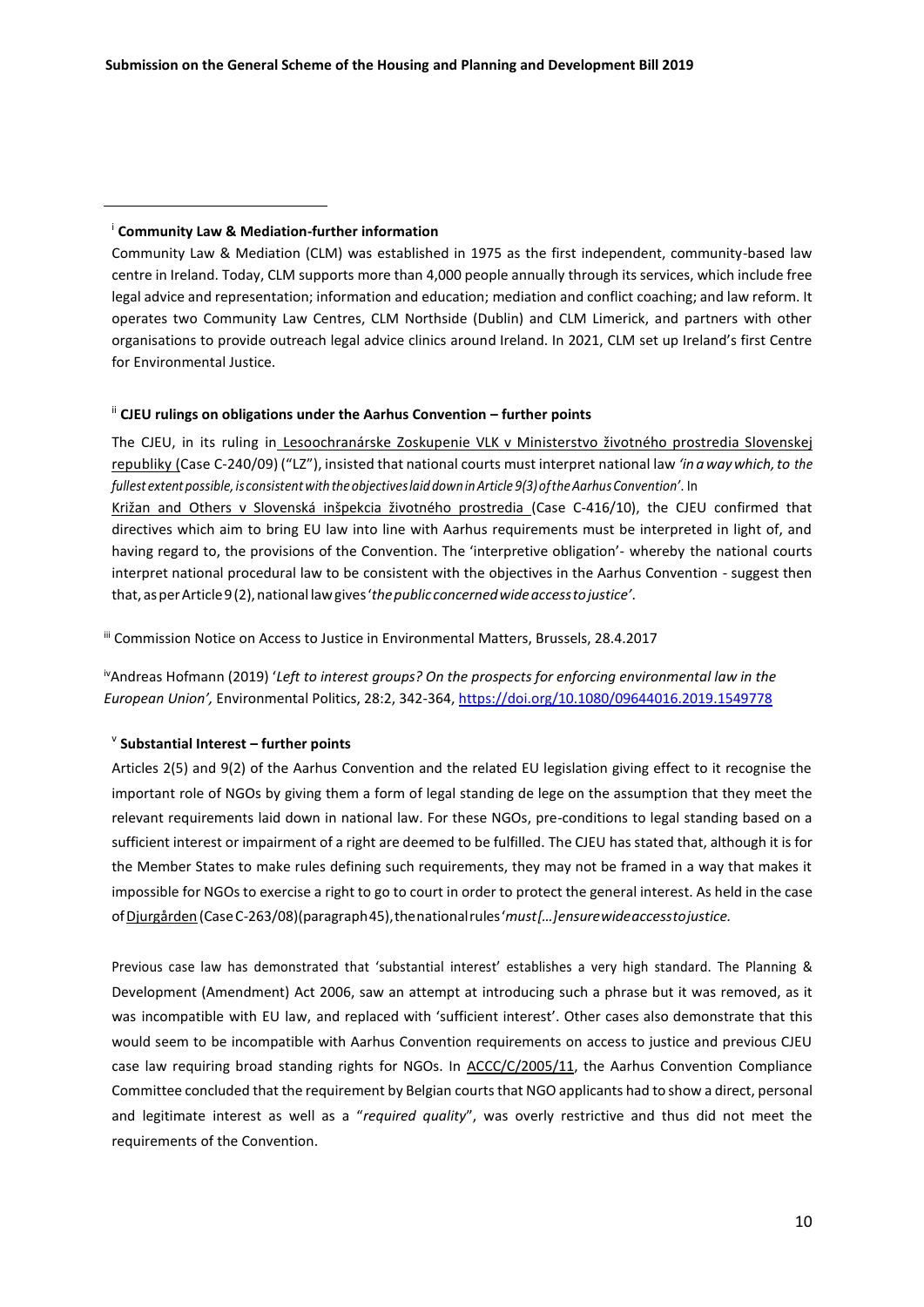[i] **Community Law & Mediation-further information**

Community Law & Mediation (CLM) was established in 1975 as the first independent, community-based law centre in Ireland. Today, CLM supports more than 4,000 people annually through its services, which include free legal advice and representation; information and education; mediation and conflict coaching; and law reform. It operates two Community Law Centres, CLM Northside (Dublin) and CLM Limerick, and partners with other organisations to provide outreach legal advice clinics around Ireland. In 2021, CLM set up Ireland's first Centre for Environmental Justice.

[ii] **CJEU rulings on obligations under the Aarhus Convention – further points**

The CJEU, in its ruling in Lesoochranárske Zoskupenie VLK v Ministerstvo životného prostredia Slovenskej republiky (Case C-240/09) ("LZ"), insisted that national courts must interpret national law *'in a way which, to the fullest extent possible, is consistent with the objectives laid down in Article 9(3) of the Aarhus Convention'*. In Križan and Others v Slovenská inšpekcia životného prostredia (Case C-416/10), the CJEU confirmed that directives which aim to bring EU law into line with Aarhus requirements must be interpreted in light of, and having regard to, the provisions of the Convention. The 'interpretive obligation'- whereby the national courts interpret national procedural law to be consistent with the objectives in the Aarhus Convention - suggest then that, as per Article 9(2), national law gives *'the public concerned wide access to justice'*.

[iii] Commission Notice on Access to Justice in Environmental Matters, Brussels, 28.4.2017

[iv] Andreas Hofmann (2019) '*Left to interest groups? On the prospects for enforcing environmental law in the European Union',* Environmental Politics, 28:2, 342-364, https://doi.org/10.1080/09644016.2019.1549778

[v] **Substantial Interest – further points**

Articles 2(5) and 9(2) of the Aarhus Convention and the related EU legislation giving effect to it recognise the important role of NGOs by giving them a form of legal standing de lege on the assumption that they meet the relevant requirements laid down in national law. For these NGOs, pre-conditions to legal standing based on a sufficient interest or impairment of a right are deemed to be fulfilled. The CJEU has stated that, although it is for the Member States to make rules defining such requirements, they may not be framed in a way that makes it impossible for NGOs to exercise a right to go to court in order to protect the general interest. As held in the case of Djurgården (Case C-263/08) (paragraph 45), the national rules *'must […] ensure wide access to justice.*

Previous case law has demonstrated that 'substantial interest' establishes a very high standard. The Planning & Development (Amendment) Act 2006, saw an attempt at introducing such a phrase but it was removed, as it was incompatible with EU law, and replaced with 'sufficient interest'. Other cases also demonstrate that this would seem to be incompatible with Aarhus Convention requirements on access to justice and previous CJEU case law requiring broad standing rights for NGOs. In ACCC/C/2005/11, the Aarhus Convention Compliance Committee concluded that the requirement by Belgian courts that NGO applicants had to show a direct, personal and legitimate interest as well as a "*required quality*", was overly restrictive and thus did not meet the requirements of the Convention.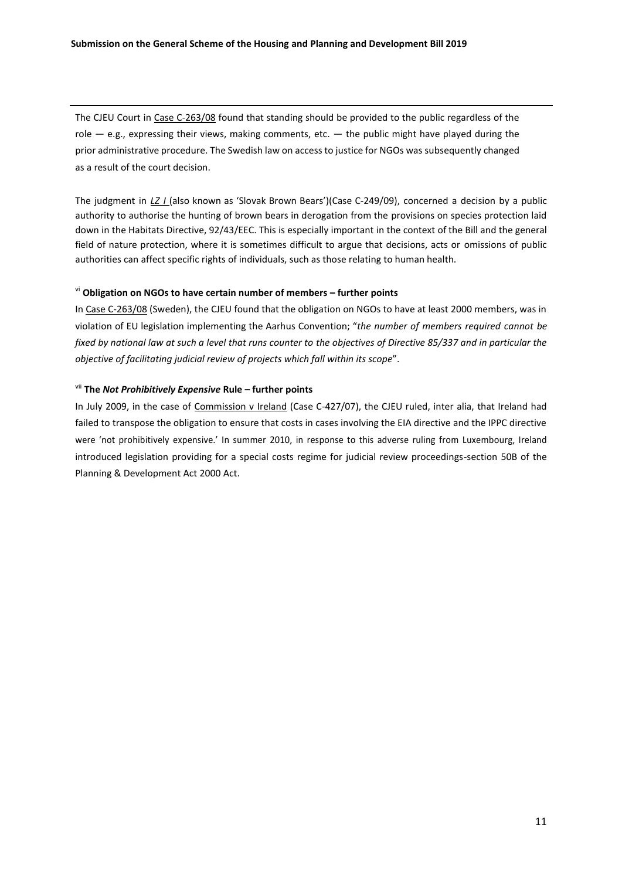The CJEU Court in Case C-263/08 found that standing should be provided to the public regardless of the role — e.g., expressing their views, making comments, etc. — the public might have played during the prior administrative procedure. The Swedish law on access to justice for NGOs was subsequently changed as a result of the court decision.

The judgment in *LZ I* (also known as 'Slovak Brown Bears')(Case C-249/09), concerned a decision by a public authority to authorise the hunting of brown bears in derogation from the provisions on species protection laid down in the Habitats Directive, 92/43/EEC. This is especially important in the context of the Bill and the general field of nature protection, where it is sometimes difficult to argue that decisions, acts or omissions of public authorities can affect specific rights of individuals, such as those relating to human health.

**[vi] Obligation on NGOs to have certain number of members – further points**

In Case C-263/08 (Sweden), the CJEU found that the obligation on NGOs to have at least 2000 members, was in violation of EU legislation implementing the Aarhus Convention; "*the number of members required cannot be fixed by national law at such a level that runs counter to the objectives of Directive 85/337 and in particular the objective of facilitating judicial review of projects which fall within its scope*".

**[vii] The *Not Prohibitively Expensive* Rule – further points**

In July 2009, in the case of Commission v Ireland (Case C-427/07), the CJEU ruled, inter alia, that Ireland had failed to transpose the obligation to ensure that costs in cases involving the EIA directive and the IPPC directive were 'not prohibitively expensive.' In summer 2010, in response to this adverse ruling from Luxembourg, Ireland introduced legislation providing for a special costs regime for judicial review proceedings-section 50B of the Planning & Development Act 2000 Act.